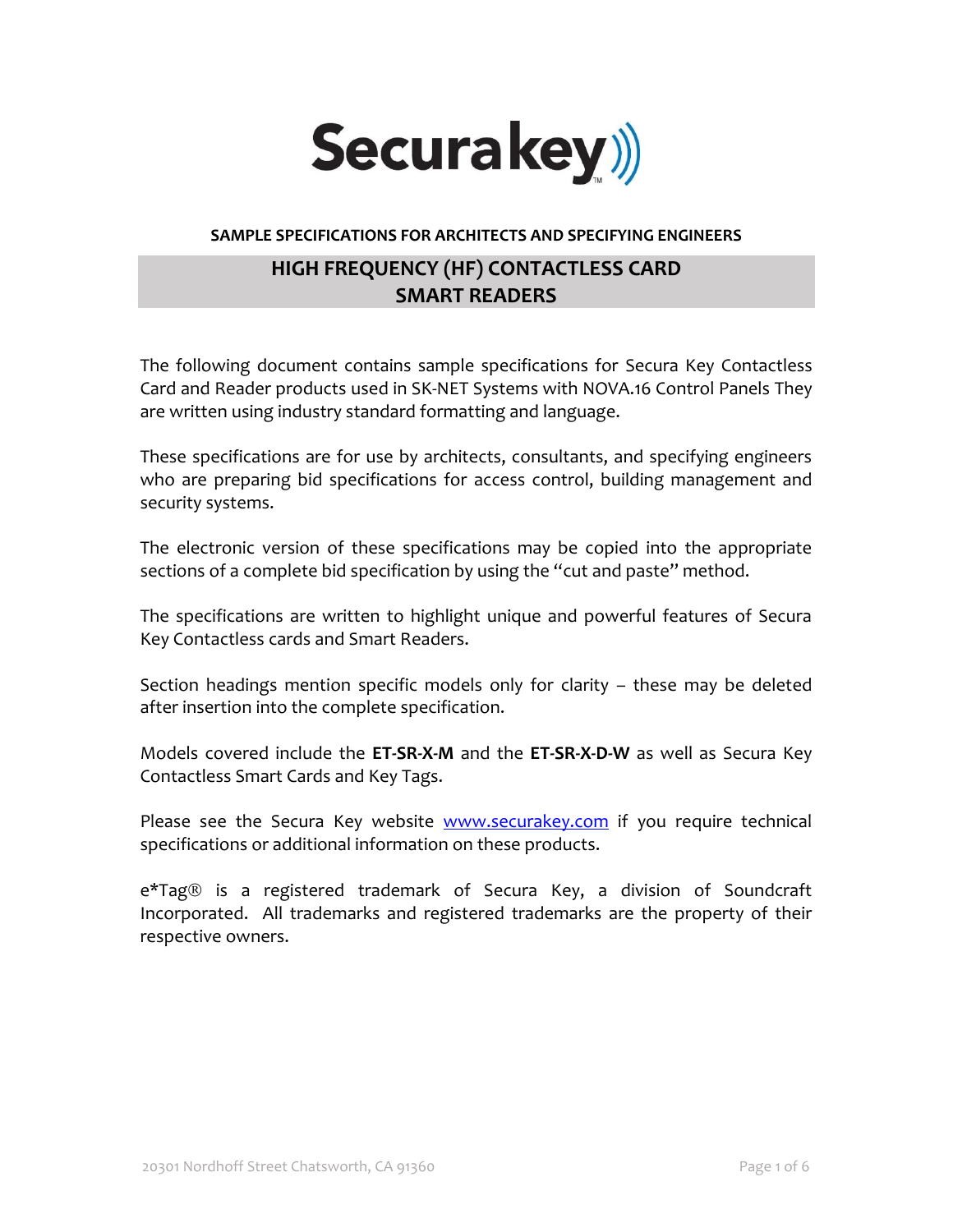Securakey

**SAMPLE SPECIFICATIONS FOR ARCHITECTS AND SPECIFYING ENGINEERS**

# HIGH FREQUENCY (HF) CONTACTLESS CARD SMART READERS

The following document contains sample specifications for Secura Key Contactless Card and Reader products used in SK-NET Systems with NOVA.16 Control Panels They are written using industry standard formatting and language.

These specifications are for use by architects, consultants, and specifying engineers who are preparing bid specifications for access control, building management and security systems.

The electronic version of these specifications may be copied into the appropriate sections of a complete bid specification by using the "cut and paste" method.

The specifications are written to highlight unique and powerful features of Secura Key Contactless cards and Smart Readers.

Section headings mention specific models only for clarity – these may be deleted after insertion into the complete specification.

Models covered include the **ET-SR-X-M** and the **ET-SR-X-D-W** as well as Secura Key Contactless Smart Cards and Key Tags.

Please see the Secura Key website [www.securakey.com](http://www.securakey.com) if you require technical specifications or additional information on these products.

e*Tag® is a registered trademark of Secura Key, a division of Soundcraft Incorporated. All trademarks and registered trademarks are the property of their respective owners.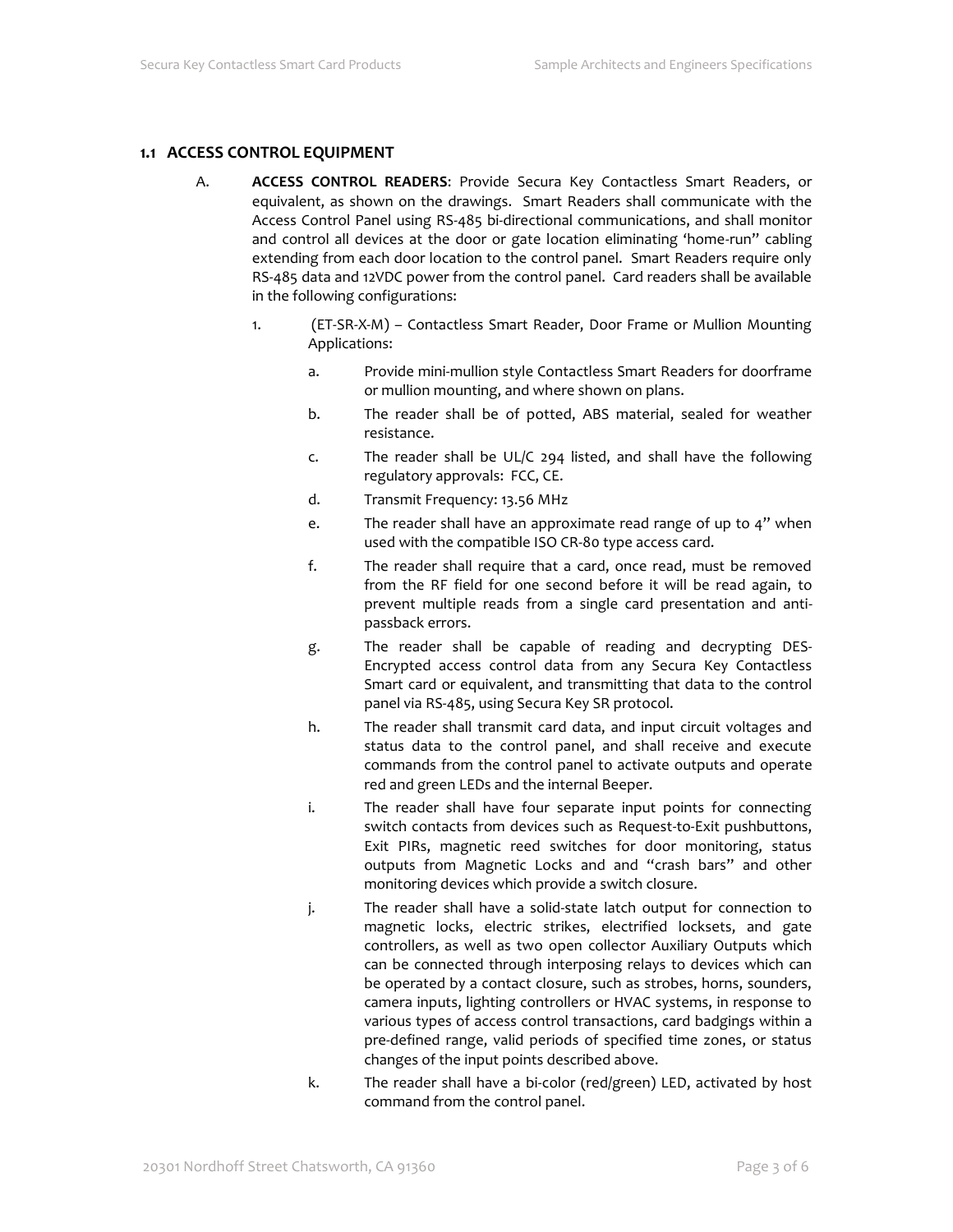## 1.1 ACCESS CONTROL EQUIPMENT

A. **ACCESS CONTROL READERS**: Provide Secura Key Contactless Smart Readers, or equivalent, as shown on the drawings. Smart Readers shall communicate with the Access Control Panel using RS-485 bi-directional communications, and shall monitor and control all devices at the door or gate location eliminating 'home-run" cabling extending from each door location to the control panel. Smart Readers require only RS-485 data and 12VDC power from the control panel. Card readers shall be available in the following configurations:

1. (ET-SR-X-M) – Contactless Smart Reader, Door Frame or Mullion Mounting Applications:

   a. Provide mini-mullion style Contactless Smart Readers for doorframe or mullion mounting, and where shown on plans.

   b. The reader shall be of potted, ABS material, sealed for weather resistance.

   c. The reader shall be UL/C 294 listed, and shall have the following regulatory approvals: FCC, CE.

   d. Transmit Frequency: 13.56 MHz

   e. The reader shall have an approximate read range of up to 4" when used with the compatible ISO CR-80 type access card.

   f. The reader shall require that a card, once read, must be removed from the RF field for one second before it will be read again, to prevent multiple reads from a single card presentation and anti-passback errors.

   g. The reader shall be capable of reading and decrypting DES-Encrypted access control data from any Secura Key Contactless Smart card or equivalent, and transmitting that data to the control panel via RS-485, using Secura Key SR protocol.

   h. The reader shall transmit card data, and input circuit voltages and status data to the control panel, and shall receive and execute commands from the control panel to activate outputs and operate red and green LEDs and the internal Beeper.

   i. The reader shall have four separate input points for connecting switch contacts from devices such as Request-to-Exit pushbuttons, Exit PIRs, magnetic reed switches for door monitoring, status outputs from Magnetic Locks and and "crash bars" and other monitoring devices which provide a switch closure.

   j. The reader shall have a solid-state latch output for connection to magnetic locks, electric strikes, electrified locksets, and gate controllers, as well as two open collector Auxiliary Outputs which can be connected through interposing relays to devices which can be operated by a contact closure, such as strobes, horns, sounders, camera inputs, lighting controllers or HVAC systems, in response to various types of access control transactions, card badgings within a pre-defined range, valid periods of specified time zones, or status changes of the input points described above.

   k. The reader shall have a bi-color (red/green) LED, activated by host command from the control panel.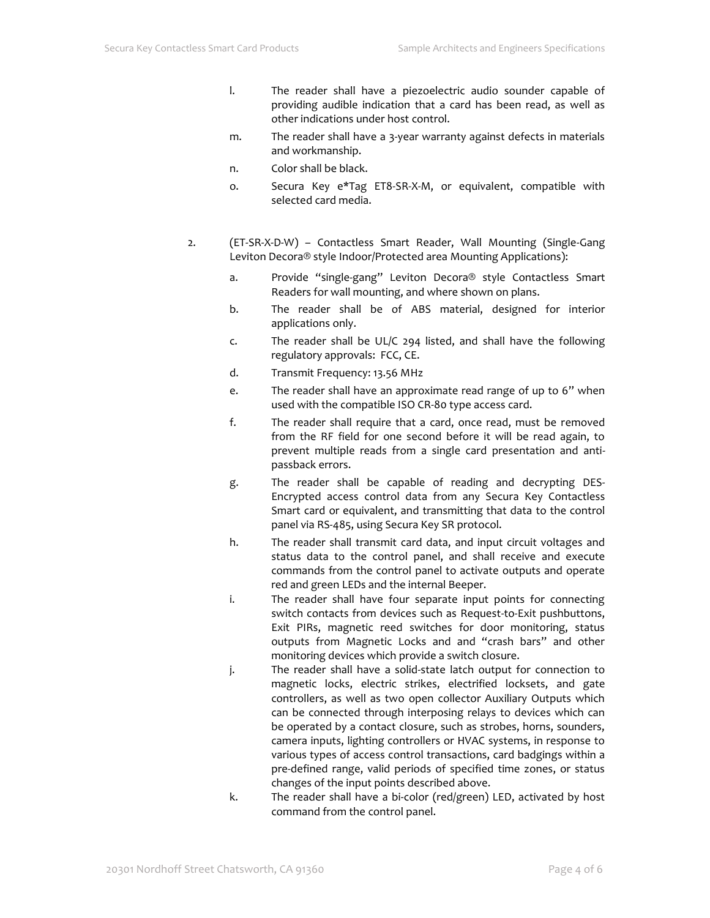l. The reader shall have a piezoelectric audio sounder capable of providing audible indication that a card has been read, as well as other indications under host control.

m. The reader shall have a 3-year warranty against defects in materials and workmanship.

n. Color shall be black.

o. Secura Key e*Tag ET8-SR-X-M, or equivalent, compatible with selected card media.

2. (ET-SR-X-D-W) – Contactless Smart Reader, Wall Mounting (Single-Gang Leviton Decora® style Indoor/Protected area Mounting Applications):

a. Provide "single-gang" Leviton Decora® style Contactless Smart Readers for wall mounting, and where shown on plans.

b. The reader shall be of ABS material, designed for interior applications only.

c. The reader shall be UL/C 294 listed, and shall have the following regulatory approvals: FCC, CE.

d. Transmit Frequency: 13.56 MHz

e. The reader shall have an approximate read range of up to 6" when used with the compatible ISO CR-80 type access card.

f. The reader shall require that a card, once read, must be removed from the RF field for one second before it will be read again, to prevent multiple reads from a single card presentation and anti-passback errors.

g. The reader shall be capable of reading and decrypting DES-Encrypted access control data from any Secura Key Contactless Smart card or equivalent, and transmitting that data to the control panel via RS-485, using Secura Key SR protocol.

h. The reader shall transmit card data, and input circuit voltages and status data to the control panel, and shall receive and execute commands from the control panel to activate outputs and operate red and green LEDs and the internal Beeper.

i. The reader shall have four separate input points for connecting switch contacts from devices such as Request-to-Exit pushbuttons, Exit PIRs, magnetic reed switches for door monitoring, status outputs from Magnetic Locks and and "crash bars" and other monitoring devices which provide a switch closure.

j. The reader shall have a solid-state latch output for connection to magnetic locks, electric strikes, electrified locksets, and gate controllers, as well as two open collector Auxiliary Outputs which can be connected through interposing relays to devices which can be operated by a contact closure, such as strobes, horns, sounders, camera inputs, lighting controllers or HVAC systems, in response to various types of access control transactions, card badgings within a pre-defined range, valid periods of specified time zones, or status changes of the input points described above.

k. The reader shall have a bi-color (red/green) LED, activated by host command from the control panel.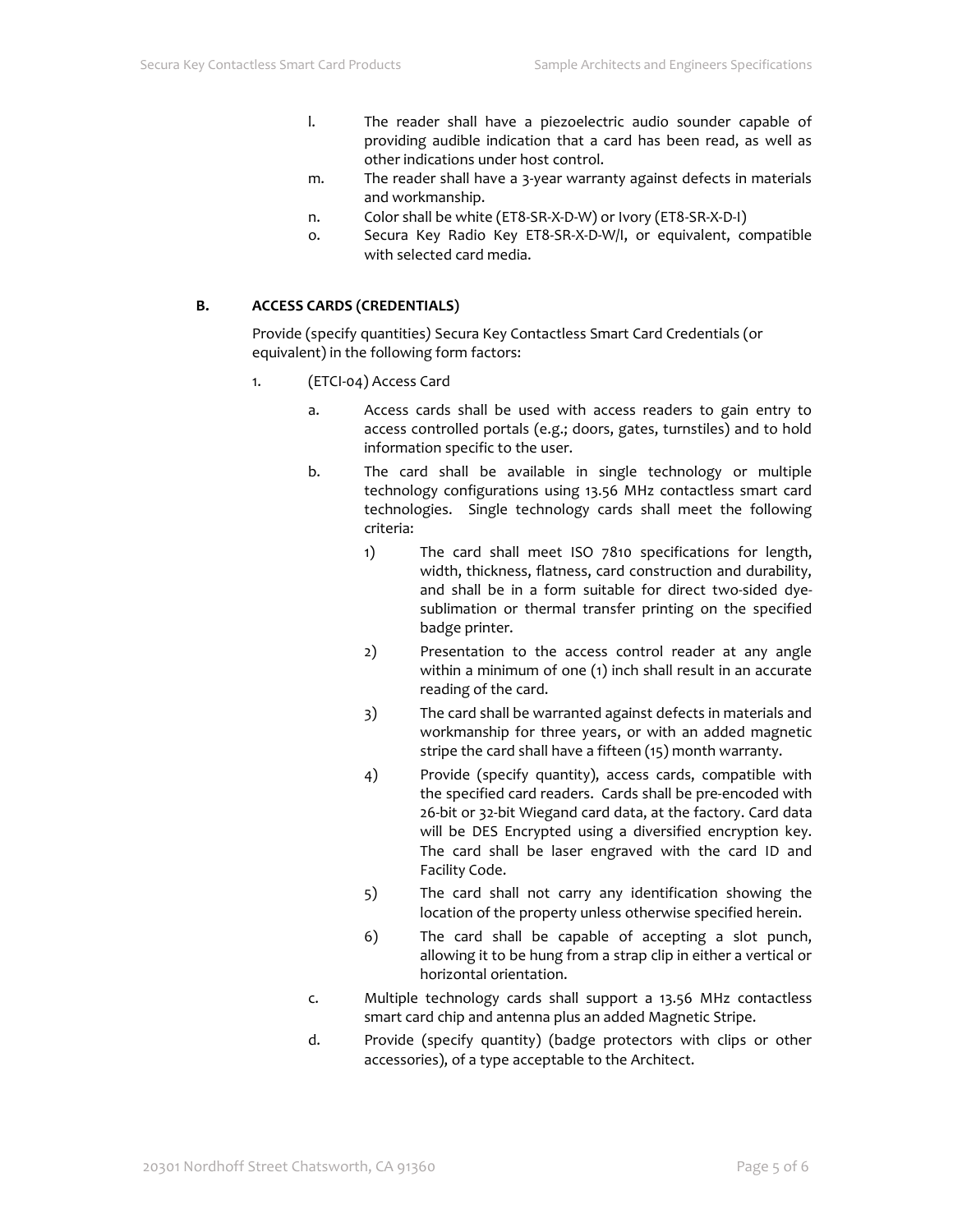l. The reader shall have a piezoelectric audio sounder capable of providing audible indication that a card has been read, as well as other indications under host control.

m. The reader shall have a 3-year warranty against defects in materials and workmanship.

n. Color shall be white (ET8-SR-X-D-W) or Ivory (ET8-SR-X-D-I)

o. Secura Key Radio Key ET8-SR-X-D-W/I, or equivalent, compatible with selected card media.

## B. ACCESS CARDS (CREDENTIALS)

Provide (specify quantities) Secura Key Contactless Smart Card Credentials (or equivalent) in the following form factors:

1. (ETCI-04) Access Card

   a. Access cards shall be used with access readers to gain entry to access controlled portals (e.g.; doors, gates, turnstiles) and to hold information specific to the user.

   b. The card shall be available in single technology or multiple technology configurations using 13.56 MHz contactless smart card technologies. Single technology cards shall meet the following criteria:

      1) The card shall meet ISO 7810 specifications for length, width, thickness, flatness, card construction and durability, and shall be in a form suitable for direct two-sided dye-sublimation or thermal transfer printing on the specified badge printer.

      2) Presentation to the access control reader at any angle within a minimum of one (1) inch shall result in an accurate reading of the card.

      3) The card shall be warranted against defects in materials and workmanship for three years, or with an added magnetic stripe the card shall have a fifteen (15) month warranty.

      4) Provide (specify quantity), access cards, compatible with the specified card readers. Cards shall be pre-encoded with 26-bit or 32-bit Wiegand card data, at the factory. Card data will be DES Encrypted using a diversified encryption key. The card shall be laser engraved with the card ID and Facility Code.

      5) The card shall not carry any identification showing the location of the property unless otherwise specified herein.

      6) The card shall be capable of accepting a slot punch, allowing it to be hung from a strap clip in either a vertical or horizontal orientation.

   c. Multiple technology cards shall support a 13.56 MHz contactless smart card chip and antenna plus an added Magnetic Stripe.

   d. Provide (specify quantity) (badge protectors with clips or other accessories), of a type acceptable to the Architect.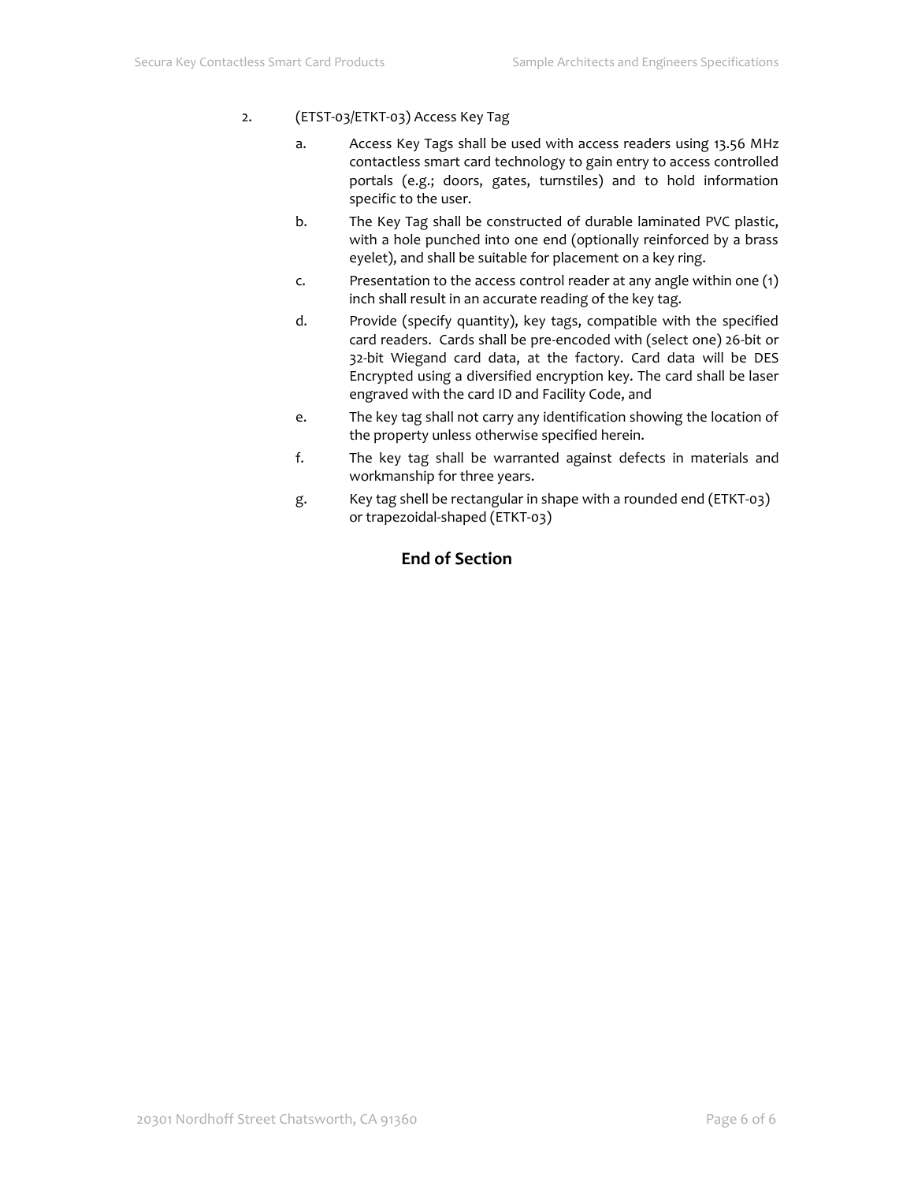2. (ETST-03/ETKT-03) Access Key Tag

   a. Access Key Tags shall be used with access readers using 13.56 MHz contactless smart card technology to gain entry to access controlled portals (e.g.; doors, gates, turnstiles) and to hold information specific to the user.

   b. The Key Tag shall be constructed of durable laminated PVC plastic, with a hole punched into one end (optionally reinforced by a brass eyelet), and shall be suitable for placement on a key ring.

   c. Presentation to the access control reader at any angle within one (1) inch shall result in an accurate reading of the key tag.

   d. Provide (specify quantity), key tags, compatible with the specified card readers. Cards shall be pre-encoded with (select one) 26-bit or 32-bit Wiegand card data, at the factory. Card data will be DES Encrypted using a diversified encryption key. The card shall be laser engraved with the card ID and Facility Code, and

   e. The key tag shall not carry any identification showing the location of the property unless otherwise specified herein.

   f. The key tag shall be warranted against defects in materials and workmanship for three years.

   g. Key tag shell be rectangular in shape with a rounded end (ETKT-03) or trapezoidal-shaped (ETKT-03)

**End of Section**